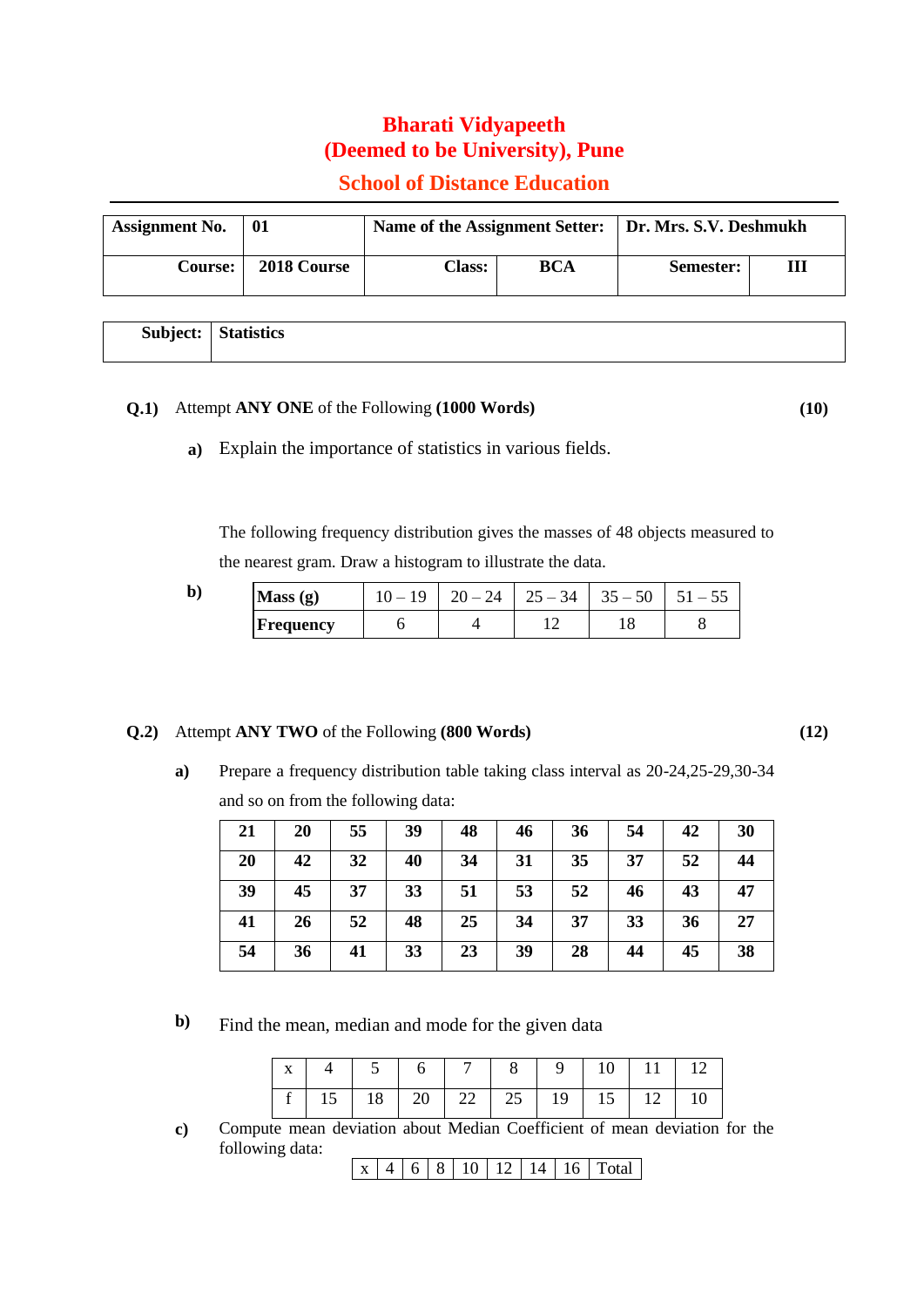# Bharati Vidyapeeth
# (Deemed to be University), Pune
## School of Distance Education

| Assignment No. | 01 | Name of the Assignment Setter: | | Dr. Mrs. S.V. Deshmukh | |
|---|---|---|---|---|---|
| Course: | 2018 Course | Class: | BCA | Semester: | III |

| Subject: | Statistics |
|---|---|

**Q.1)** Attempt **ANY ONE** of the Following **(1000 Words)** **(10)**

**a)** Explain the importance of statistics in various fields.

**b)** The following frequency distribution gives the masses of 48 objects measured to the nearest gram. Draw a histogram to illustrate the data.

| **Mass (g)** | 10 – 19 | 20 – 24 | 25 – 34 | 35 – 50 | 51 – 55 |
|---|---|---|---|---|---|
| **Frequency** | 6 | 4 | 12 | 18 | 8 |

**Q.2)** Attempt **ANY TWO** of the Following **(800 Words)** **(12)**

**a)** Prepare a frequency distribution table taking class interval as 20-24,25-29,30-34 and so on from the following data:

| | | | | | | | | | |
|---|---|---|---|---|---|---|---|---|---|
| **21** | **20** | **55** | **39** | **48** | **46** | **36** | **54** | **42** | **30** |
| **20** | **42** | **32** | **40** | **34** | **31** | **35** | **37** | **52** | **44** |
| **39** | **45** | **37** | **33** | **51** | **53** | **52** | **46** | **43** | **47** |
| **41** | **26** | **52** | **48** | **25** | **34** | **37** | **33** | **36** | **27** |
| **54** | **36** | **41** | **33** | **23** | **39** | **28** | **44** | **45** | **38** |

**b)** Find the mean, median and mode for the given data

| x | 4 | 5 | 6 | 7 | 8 | 9 | 10 | 11 | 12 |
|---|---|---|---|---|---|---|---|---|---|
| f | 15 | 18 | 20 | 22 | 25 | 19 | 15 | 12 | 10 |

**c)** Compute mean deviation about Median Coefficient of mean deviation for the following data:

| x | 4 | 6 | 8 | 10 | 12 | 14 | 16 | Total |
|---|---|---|---|---|---|---|---|---|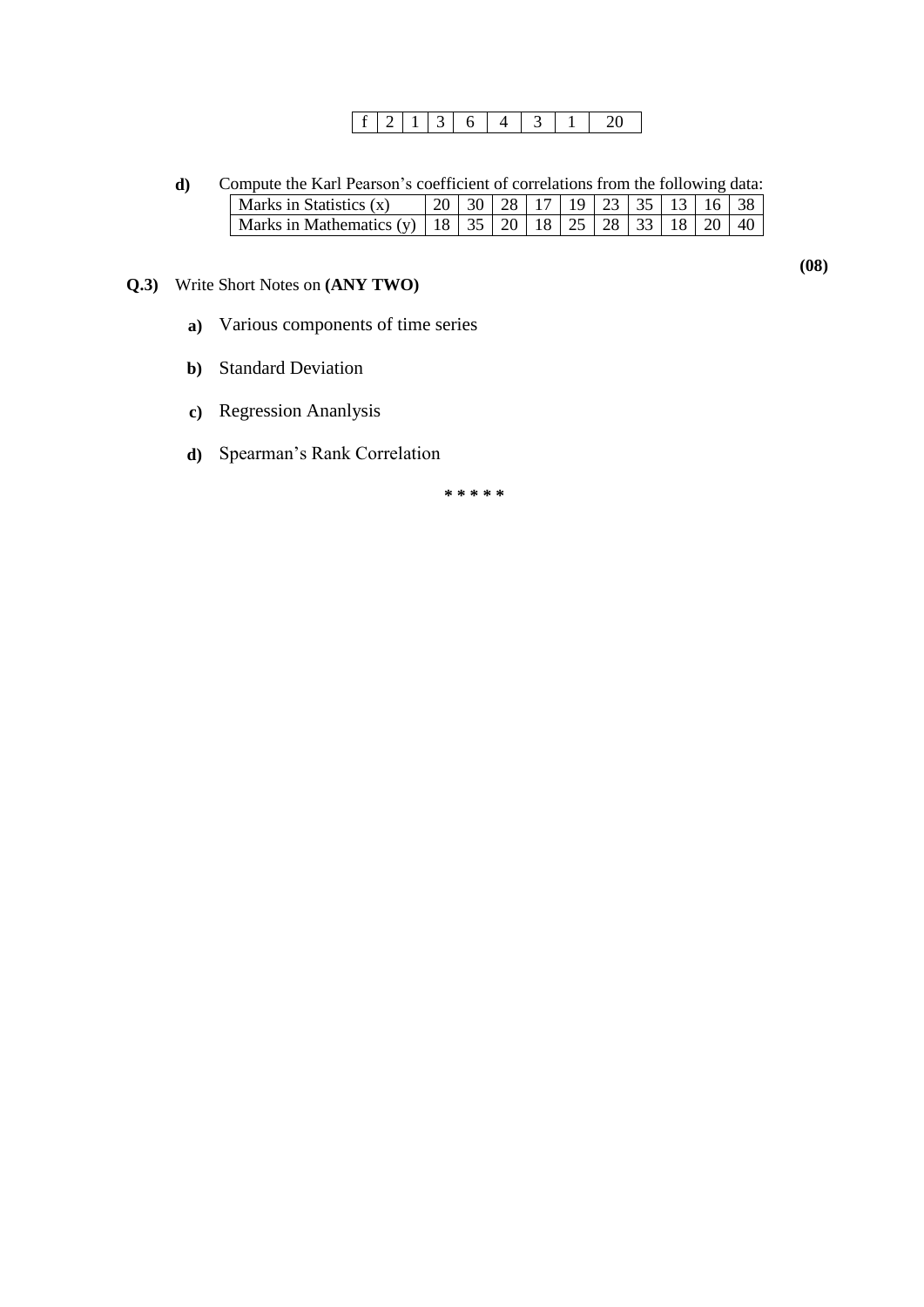| | | | | | | | | |
|---|---|---|---|---|---|---|---|---|
| f | 2 | 1 | 3 | 6 | 4 | 3 | 1 | 20 |

**d)** Compute the Karl Pearson's coefficient of correlations from the following data:

| | | | | | | | | | | |
|---|---|---|---|---|---|---|---|---|---|---|
| Marks in Statistics (x) | 20 | 30 | 28 | 17 | 19 | 23 | 35 | 13 | 16 | 38 |
| Marks in Mathematics (y) | 18 | 35 | 20 | 18 | 25 | 28 | 33 | 18 | 20 | 40 |

**Q.3)** Write Short Notes on **(ANY TWO)** **(08)**

**a)** Various components of time series

**b)** Standard Deviation

**c)** Regression Ananlysis

**d)** Spearman's Rank Correlation

**\* \* \* \* \***